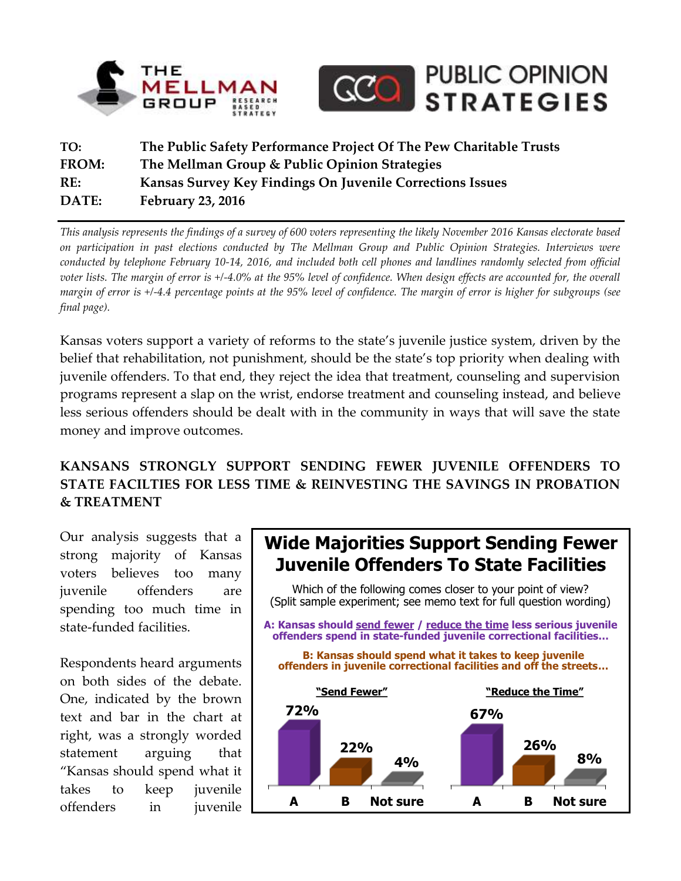THE MELLMAN GROUP RESEARCH BASED STRATEGY

PUBLIC OPINION STRATEGIES

**TO:** The Public Safety Performance Project Of The Pew Charitable Trusts
**FROM:** The Mellman Group & Public Opinion Strategies
**RE:** Kansas Survey Key Findings On Juvenile Corrections Issues
**DATE:** February 23, 2016

*This analysis represents the findings of a survey of 600 voters representing the likely November 2016 Kansas electorate based on participation in past elections conducted by The Mellman Group and Public Opinion Strategies. Interviews were conducted by telephone February 10-14, 2016, and included both cell phones and landlines randomly selected from official voter lists. The margin of error is +/-4.0% at the 95% level of confidence. When design effects are accounted for, the overall margin of error is +/-4.4 percentage points at the 95% level of confidence. The margin of error is higher for subgroups (see final page).*

Kansas voters support a variety of reforms to the state's juvenile justice system, driven by the belief that rehabilitation, not punishment, should be the state's top priority when dealing with juvenile offenders. To that end, they reject the idea that treatment, counseling and supervision programs represent a slap on the wrist, endorse treatment and counseling instead, and believe less serious offenders should be dealt with in the community in ways that will save the state money and improve outcomes.

## KANSANS STRONGLY SUPPORT SENDING FEWER JUVENILE OFFENDERS TO STATE FACILTIES FOR LESS TIME & REINVESTING THE SAVINGS IN PROBATION & TREATMENT

Our analysis suggests that a strong majority of Kansas voters believes too many juvenile offenders are spending too much time in state-funded facilities.

Respondents heard arguments on both sides of the debate. One, indicated by the brown text and bar in the chart at right, was a strongly worded statement arguing that "Kansas should spend what it takes to keep juvenile offenders in juvenile

**Wide Majorities Support Sending Fewer Juvenile Offenders To State Facilities**

Which of the following comes closer to your point of view?
(Split sample experiment; see memo text for full question wording)

**A: Kansas should send fewer / reduce the time less serious juvenile offenders spend in state-funded juvenile correctional facilities…**

**B: Kansas should spend what it takes to keep juvenile offenders in juvenile correctional facilities and off the streets…**

| | A | B | Not sure |
|---|---|---|---|
| "Send Fewer" | 72% | 22% | 4% |
| "Reduce the Time" | 67% | 26% | 8% |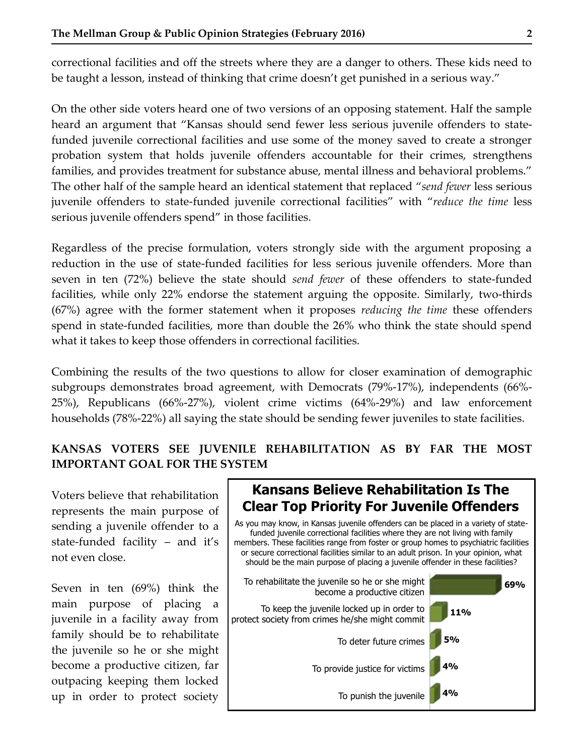correctional facilities and off the streets where they are a danger to others. These kids need to be taught a lesson, instead of thinking that crime doesn't get punished in a serious way."

On the other side voters heard one of two versions of an opposing statement. Half the sample heard an argument that "Kansas should send fewer less serious juvenile offenders to state-funded juvenile correctional facilities and use some of the money saved to create a stronger probation system that holds juvenile offenders accountable for their crimes, strengthens families, and provides treatment for substance abuse, mental illness and behavioral problems." The other half of the sample heard an identical statement that replaced "*send fewer* less serious juvenile offenders to state-funded juvenile correctional facilities" with "*reduce the time* less serious juvenile offenders spend" in those facilities.

Regardless of the precise formulation, voters strongly side with the argument proposing a reduction in the use of state-funded facilities for less serious juvenile offenders. More than seven in ten (72%) believe the state should *send fewer* of these offenders to state-funded facilities, while only 22% endorse the statement arguing the opposite. Similarly, two-thirds (67%) agree with the former statement when it proposes *reducing the time* these offenders spend in state-funded facilities, more than double the 26% who think the state should spend what it takes to keep those offenders in correctional facilities.

Combining the results of the two questions to allow for closer examination of demographic subgroups demonstrates broad agreement, with Democrats (79%-17%), independents (66%-25%), Republicans (66%-27%), violent crime victims (64%-29%) and law enforcement households (78%-22%) all saying the state should be sending fewer juveniles to state facilities.

## KANSAS VOTERS SEE JUVENILE REHABILITATION AS BY FAR THE MOST IMPORTANT GOAL FOR THE SYSTEM

Voters believe that rehabilitation represents the main purpose of sending a juvenile offender to a state-funded facility – and it's not even close.

Seven in ten (69%) think the main purpose of placing a juvenile in a facility away from family should be to rehabilitate the juvenile so he or she might become a productive citizen, far outpacing keeping them locked up in order to protect society

**Kansans Believe Rehabilitation Is The Clear Top Priority For Juvenile Offenders**

As you may know, in Kansas juvenile offenders can be placed in a variety of state-funded juvenile correctional facilities where they are not living with family members. These facilities range from foster or group homes to psychiatric facilities or secure correctional facilities similar to an adult prison. In your opinion, what should be the main purpose of placing a juvenile offender in these facilities?

| Response | % |
| --- | --- |
| To rehabilitate the juvenile so he or she might become a productive citizen | 69% |
| To keep the juvenile locked up in order to protect society from crimes he/she might commit | 11% |
| To deter future crimes | 5% |
| To provide justice for victims | 4% |
| To punish the juvenile | 4% |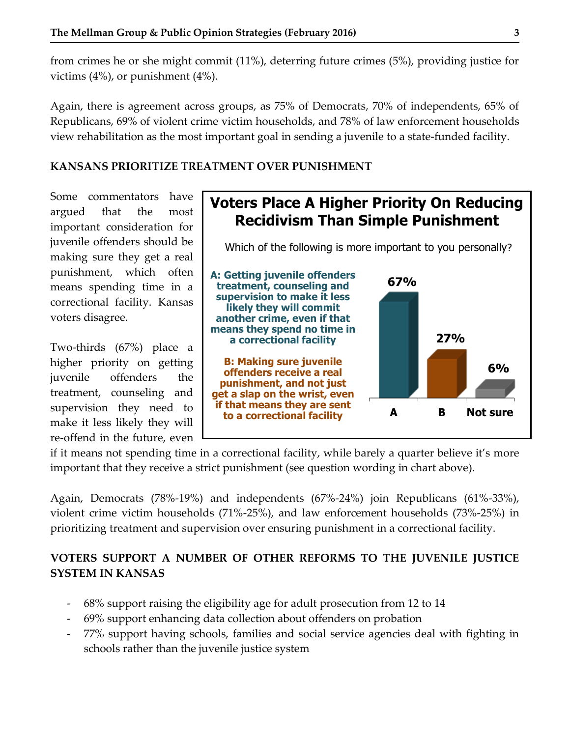from crimes he or she might commit (11%), deterring future crimes (5%), providing justice for victims (4%), or punishment (4%).

Again, there is agreement across groups, as 75% of Democrats, 70% of independents, 65% of Republicans, 69% of violent crime victim households, and 78% of law enforcement households view rehabilitation as the most important goal in sending a juvenile to a state-funded facility.

## KANSANS PRIORITIZE TREATMENT OVER PUNISHMENT

Some commentators have argued that the most important consideration for juvenile offenders should be making sure they get a real punishment, which often means spending time in a correctional facility. Kansas voters disagree.

**Voters Place A Higher Priority On Reducing Recidivism Than Simple Punishment**

Which of the following is more important to you personally?

**A: Getting juvenile offenders treatment, counseling and supervision to make it less likely they will commit another crime, even if that means they spend no time in a correctional facility**

**B: Making sure juvenile offenders receive a real punishment, and not just get a slap on the wrist, even if that means they are sent to a correctional facility**

| A | B | Not sure |
|---|---|---|
| 67% | 27% | 6% |

Two-thirds (67%) place a higher priority on getting juvenile offenders the treatment, counseling and supervision they need to make it less likely they will re-offend in the future, even if it means not spending time in a correctional facility, while barely a quarter believe it's more important that they receive a strict punishment (see question wording in chart above).

Again, Democrats (78%-19%) and independents (67%-24%) join Republicans (61%-33%), violent crime victim households (71%-25%), and law enforcement households (73%-25%) in prioritizing treatment and supervision over ensuring punishment in a correctional facility.

## VOTERS SUPPORT A NUMBER OF OTHER REFORMS TO THE JUVENILE JUSTICE SYSTEM IN KANSAS

- 68% support raising the eligibility age for adult prosecution from 12 to 14
- 69% support enhancing data collection about offenders on probation
- 77% support having schools, families and social service agencies deal with fighting in schools rather than the juvenile justice system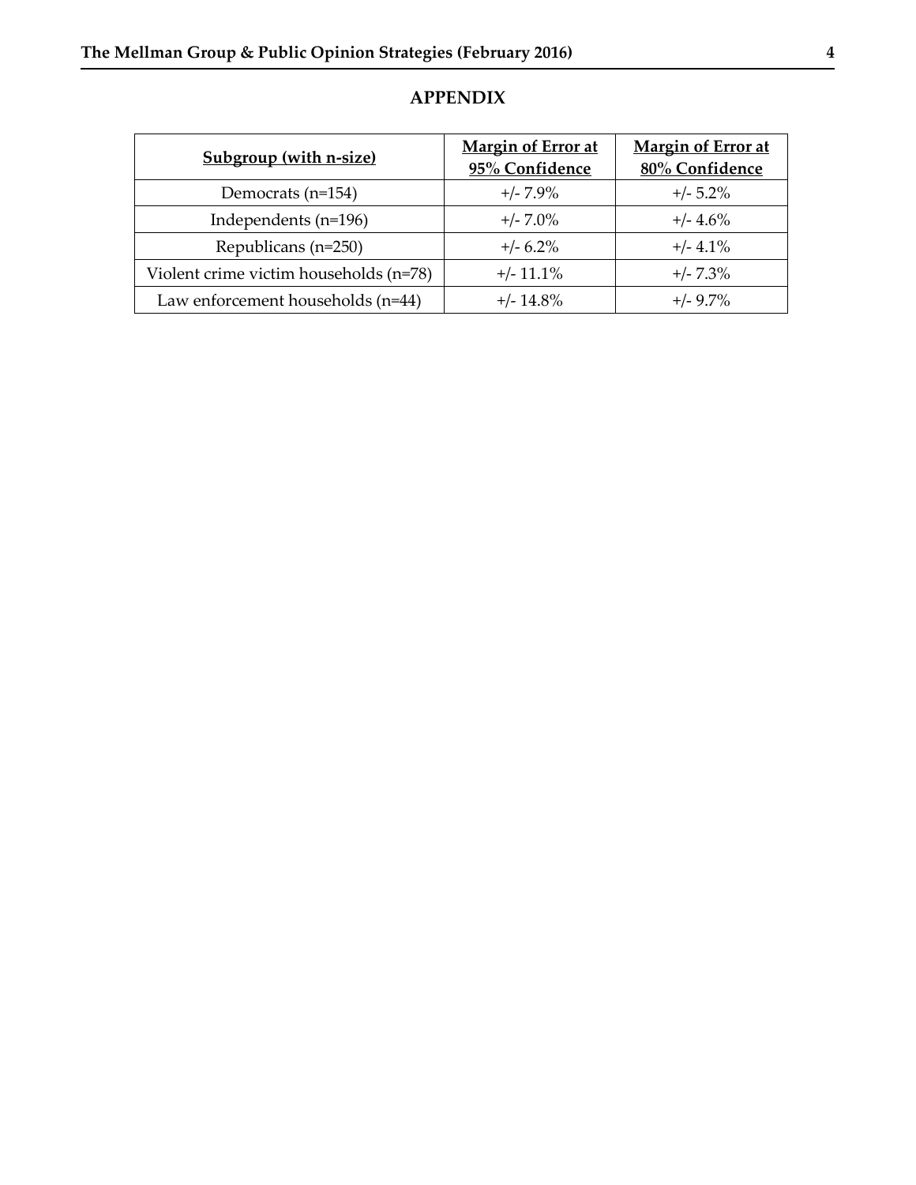## APPENDIX

| Subgroup (with n-size) | Margin of Error at 95% Confidence | Margin of Error at 80% Confidence |
|---|---|---|
| Democrats (n=154) | +/- 7.9% | +/- 5.2% |
| Independents (n=196) | +/- 7.0% | +/- 4.6% |
| Republicans (n=250) | +/- 6.2% | +/- 4.1% |
| Violent crime victim households (n=78) | +/- 11.1% | +/- 7.3% |
| Law enforcement households (n=44) | +/- 14.8% | +/- 9.7% |